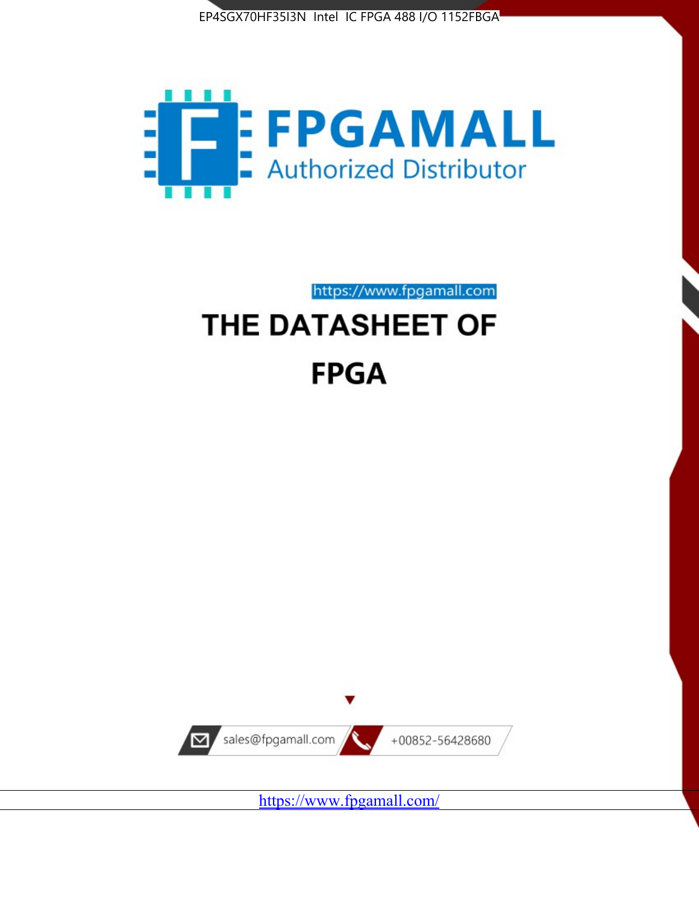EP4SGX70HF35I3N Intel IC FPGA 488 I/O 1152FBGA

FPGAMALL
Authorized Distributor

https://www.fpgamall.com

# THE DATASHEET OF

# FPGA

sales@fpgamall.com

+00852-56428680

https://www.fpgamall.com/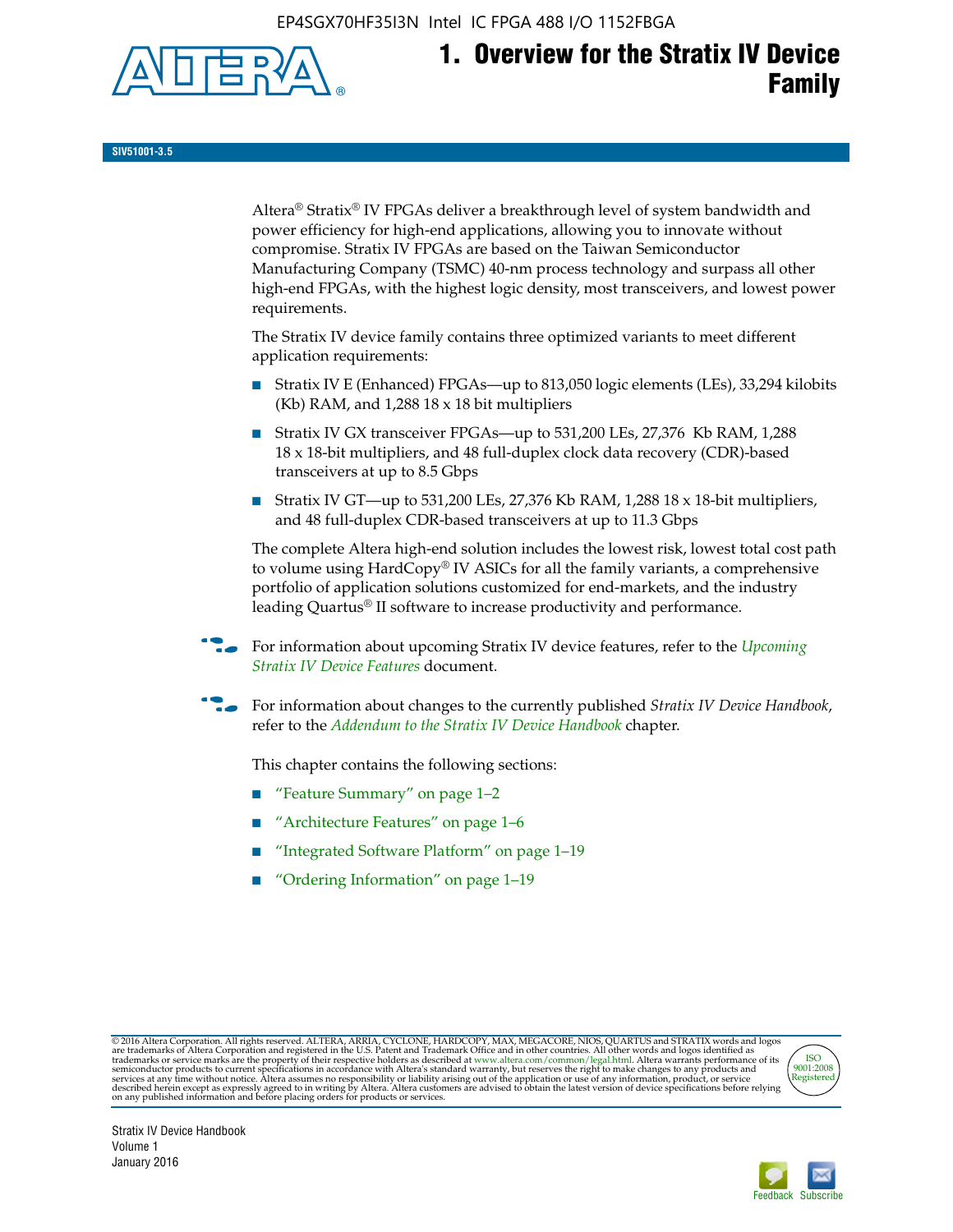# 1. Overview for the Stratix IV Device Family

SIV51001-3.5

Altera® Stratix® IV FPGAs deliver a breakthrough level of system bandwidth and power efficiency for high-end applications, allowing you to innovate without compromise. Stratix IV FPGAs are based on the Taiwan Semiconductor Manufacturing Company (TSMC) 40-nm process technology and surpass all other high-end FPGAs, with the highest logic density, most transceivers, and lowest power requirements.

The Stratix IV device family contains three optimized variants to meet different application requirements:

- Stratix IV E (Enhanced) FPGAs—up to 813,050 logic elements (LEs), 33,294 kilobits (Kb) RAM, and 1,288 18 x 18 bit multipliers
- Stratix IV GX transceiver FPGAs—up to 531,200 LEs, 27,376 Kb RAM, 1,288 18 x 18-bit multipliers, and 48 full-duplex clock data recovery (CDR)-based transceivers at up to 8.5 Gbps
- Stratix IV GT—up to 531,200 LEs, 27,376 Kb RAM, 1,288 18 x 18-bit multipliers, and 48 full-duplex CDR-based transceivers at up to 11.3 Gbps

The complete Altera high-end solution includes the lowest risk, lowest total cost path to volume using HardCopy® IV ASICs for all the family variants, a comprehensive portfolio of application solutions customized for end-markets, and the industry leading Quartus® II software to increase productivity and performance.

For information about upcoming Stratix IV device features, refer to the *Upcoming Stratix IV Device Features* document.

For information about changes to the currently published *Stratix IV Device Handbook*, refer to the *Addendum to the Stratix IV Device Handbook* chapter.

This chapter contains the following sections:

- "Feature Summary" on page 1–2
- "Architecture Features" on page 1–6
- "Integrated Software Platform" on page 1–19
- "Ordering Information" on page 1–19

© 2016 Altera Corporation. All rights reserved. ALTERA, ARRIA, CYCLONE, HARDCOPY, MAX, MEGACORE, NIOS, QUARTUS and STRATIX words and logos are trademarks of Altera Corporation and registered in the U.S. Patent and Trademark Office and in other countries. All other words and logos identified as trademarks or service marks are the property of their respective holders as described at www.altera.com/common/legal.html. Altera warrants performance of its semiconductor products to current specifications in accordance with Altera's standard warranty, but reserves the right to make changes to any products and services at any time without notice. Altera assumes no responsibility or liability arising out of the application or use of any information, product, or service described herein except as expressly agreed to in writing by Altera. Altera customers are advised to obtain the latest version of device specifications before relying on any published information and before placing orders for products or services.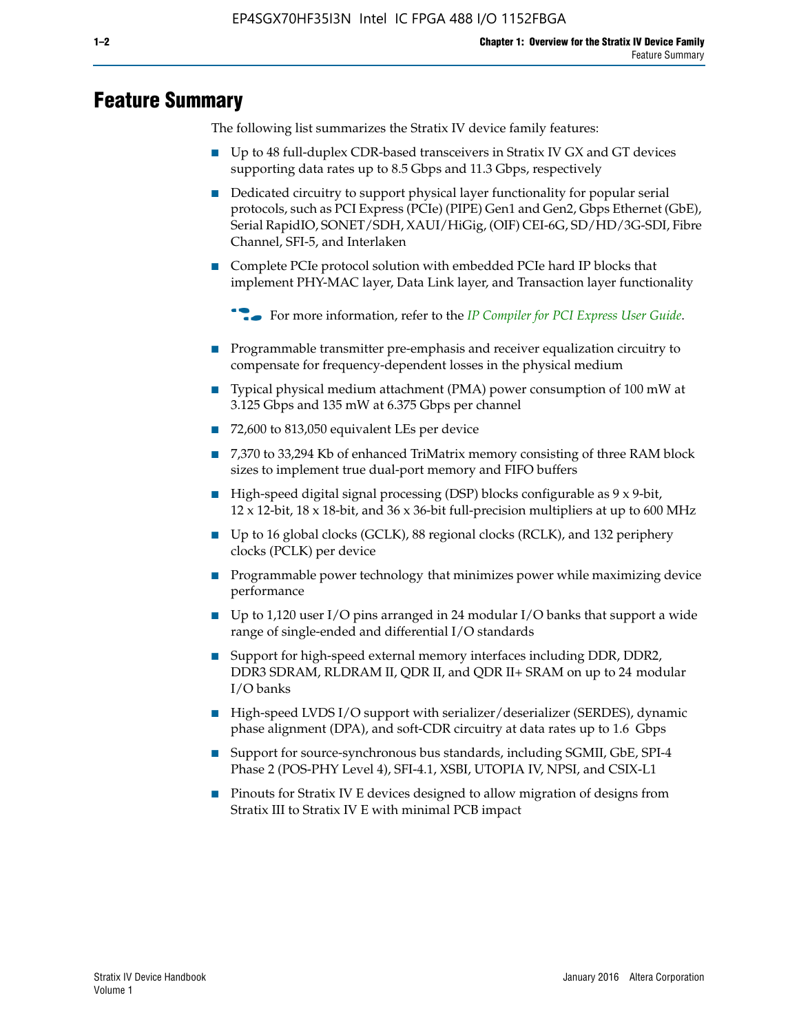# Feature Summary

The following list summarizes the Stratix IV device family features:

- Up to 48 full-duplex CDR-based transceivers in Stratix IV GX and GT devices supporting data rates up to 8.5 Gbps and 11.3 Gbps, respectively
- Dedicated circuitry to support physical layer functionality for popular serial protocols, such as PCI Express (PCIe) (PIPE) Gen1 and Gen2, Gbps Ethernet (GbE), Serial RapidIO, SONET/SDH, XAUI/HiGig, (OIF) CEI-6G, SD/HD/3G-SDI, Fibre Channel, SFI-5, and Interlaken
- Complete PCIe protocol solution with embedded PCIe hard IP blocks that implement PHY-MAC layer, Data Link layer, and Transaction layer functionality

  For more information, refer to the *IP Compiler for PCI Express User Guide*.

- Programmable transmitter pre-emphasis and receiver equalization circuitry to compensate for frequency-dependent losses in the physical medium
- Typical physical medium attachment (PMA) power consumption of 100 mW at 3.125 Gbps and 135 mW at 6.375 Gbps per channel
- 72,600 to 813,050 equivalent LEs per device
- 7,370 to 33,294 Kb of enhanced TriMatrix memory consisting of three RAM block sizes to implement true dual-port memory and FIFO buffers
- High-speed digital signal processing (DSP) blocks configurable as 9 x 9-bit, 12 x 12-bit, 18 x 18-bit, and 36 x 36-bit full-precision multipliers at up to 600 MHz
- Up to 16 global clocks (GCLK), 88 regional clocks (RCLK), and 132 periphery clocks (PCLK) per device
- Programmable power technology that minimizes power while maximizing device performance
- Up to 1,120 user I/O pins arranged in 24 modular I/O banks that support a wide range of single-ended and differential I/O standards
- Support for high-speed external memory interfaces including DDR, DDR2, DDR3 SDRAM, RLDRAM II, QDR II, and QDR II+ SRAM on up to 24 modular I/O banks
- High-speed LVDS I/O support with serializer/deserializer (SERDES), dynamic phase alignment (DPA), and soft-CDR circuitry at data rates up to 1.6 Gbps
- Support for source-synchronous bus standards, including SGMII, GbE, SPI-4 Phase 2 (POS-PHY Level 4), SFI-4.1, XSBI, UTOPIA IV, NPSI, and CSIX-L1
- Pinouts for Stratix IV E devices designed to allow migration of designs from Stratix III to Stratix IV E with minimal PCB impact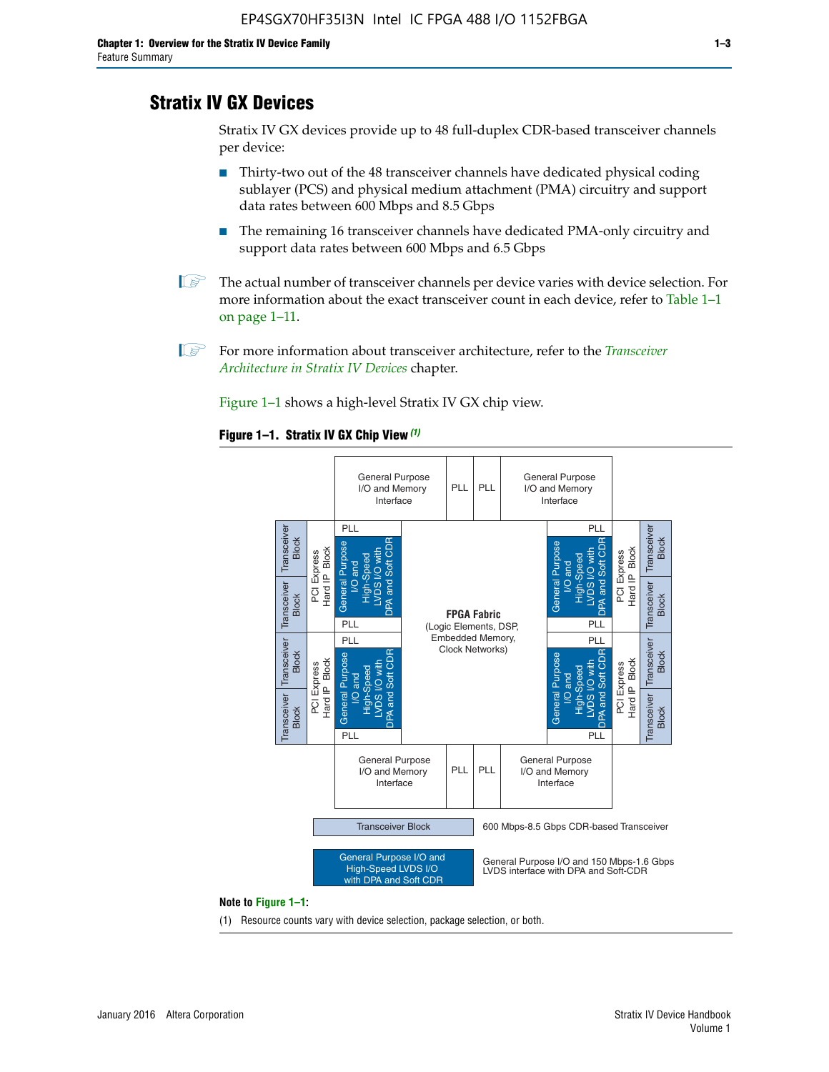## Stratix IV GX Devices

Stratix IV GX devices provide up to 48 full-duplex CDR-based transceiver channels per device:

- Thirty-two out of the 48 transceiver channels have dedicated physical coding sublayer (PCS) and physical medium attachment (PMA) circuitry and support data rates between 600 Mbps and 8.5 Gbps
- The remaining 16 transceiver channels have dedicated PMA-only circuitry and support data rates between 600 Mbps and 6.5 Gbps

The actual number of transceiver channels per device varies with device selection. For more information about the exact transceiver count in each device, refer to Table 1–1 on page 1–11.

For more information about transceiver architecture, refer to the *Transceiver Architecture in Stratix IV Devices* chapter.

Figure 1–1 shows a high-level Stratix IV GX chip view.

**Figure 1–1. Stratix IV GX Chip View** *(1)*

**Note to Figure 1–1:**

(1) Resource counts vary with device selection, package selection, or both.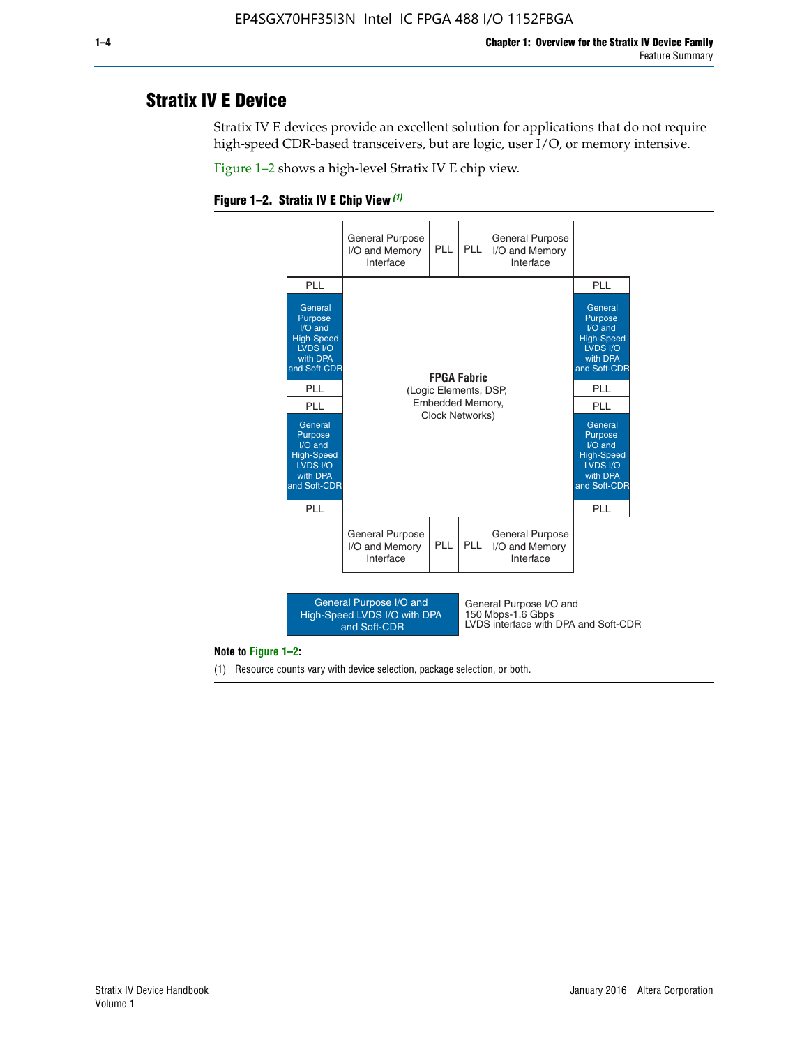## Stratix IV E Device

Stratix IV E devices provide an excellent solution for applications that do not require high-speed CDR-based transceivers, but are logic, user I/O, or memory intensive.

Figure 1–2 shows a high-level Stratix IV E chip view.

**Figure 1–2. Stratix IV E Chip View** *(1)*

| | General Purpose I/O and Memory Interface | PLL | PLL | General Purpose I/O and Memory Interface | |
|---|---|---|---|---|---|
| PLL | | | | | PLL |
| General Purpose I/O and High-Speed LVDS I/O with DPA and Soft-CDR | **FPGA Fabric** (Logic Elements, DSP, Embedded Memory, Clock Networks) | | | | General Purpose I/O and High-Speed LVDS I/O with DPA and Soft-CDR |
| PLL | | | | | PLL |
| PLL | | | | | PLL |
| General Purpose I/O and High-Speed LVDS I/O with DPA and Soft-CDR | | | | | General Purpose I/O and High-Speed LVDS I/O with DPA and Soft-CDR |
| PLL | | | | | PLL |
| | General Purpose I/O and Memory Interface | PLL | PLL | General Purpose I/O and Memory Interface | |

Legend: General Purpose I/O and High-Speed LVDS I/O with DPA and Soft-CDR — General Purpose I/O and 150 Mbps-1.6 Gbps LVDS interface with DPA and Soft-CDR

**Note to Figure 1–2:**

(1) Resource counts vary with device selection, package selection, or both.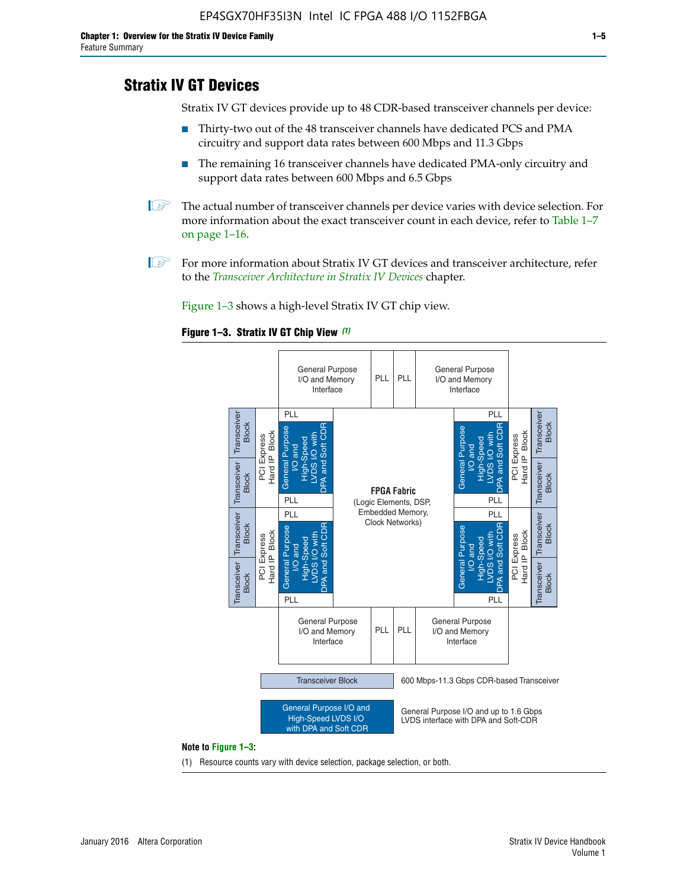# Stratix IV GT Devices

Stratix IV GT devices provide up to 48 CDR-based transceiver channels per device:

- Thirty-two out of the 48 transceiver channels have dedicated PCS and PMA circuitry and support data rates between 600 Mbps and 11.3 Gbps
- The remaining 16 transceiver channels have dedicated PMA-only circuitry and support data rates between 600 Mbps and 6.5 Gbps

The actual number of transceiver channels per device varies with device selection. For more information about the exact transceiver count in each device, refer to Table 1–7 on page 1–16.

For more information about Stratix IV GT devices and transceiver architecture, refer to the *Transceiver Architecture in Stratix IV Devices* chapter.

Figure 1–3 shows a high-level Stratix IV GT chip view.

**Figure 1–3. Stratix IV GT Chip View** *(1)*

General Purpose I/O and Memory Interface | PLL | PLL | General Purpose I/O and Memory Interface

Transceiver Block | Transceiver Block | PCI Express Hard IP Block | PLL | General Purpose I/O and High-Speed LVDS I/O with DPA and Soft CDR | PLL

Transceiver Block | Transceiver Block | PCI Express Hard IP Block | PLL | General Purpose I/O and High-Speed LVDS I/O with DPA and Soft CDR | PLL

**FPGA Fabric** (Logic Elements, DSP, Embedded Memory, Clock Networks)

PLL | General Purpose I/O and High-Speed LVDS I/O with DPA and Soft CDR | PLL | PCI Express Hard IP Block | Transceiver Block | Transceiver Block

PLL | General Purpose I/O and High-Speed LVDS I/O with DPA and Soft CDR | PLL | PCI Express Hard IP Block | Transceiver Block | Transceiver Block

General Purpose I/O and Memory Interface | PLL | PLL | General Purpose I/O and Memory Interface

Transceiver Block: 600 Mbps-11.3 Gbps CDR-based Transceiver

General Purpose I/O and High-Speed LVDS I/O with DPA and Soft CDR: General Purpose I/O and up to 1.6 Gbps LVDS interface with DPA and Soft-CDR

**Note to Figure 1–3:**

(1) Resource counts vary with device selection, package selection, or both.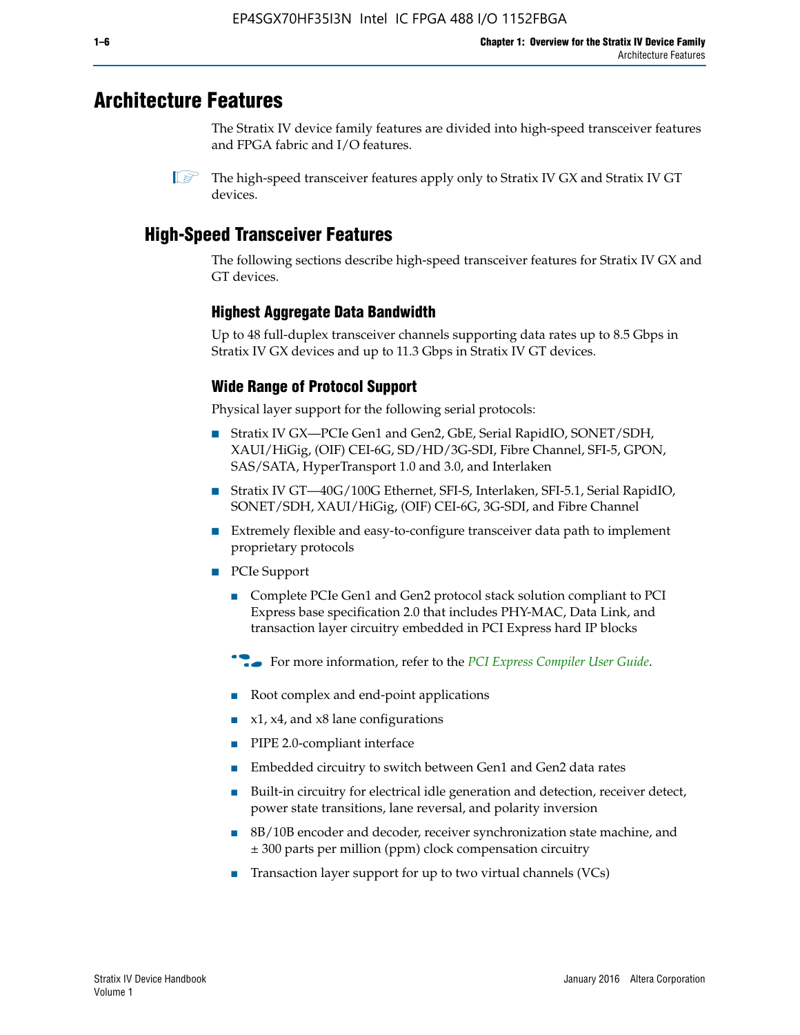# Architecture Features

The Stratix IV device family features are divided into high-speed transceiver features and FPGA fabric and I/O features.

The high-speed transceiver features apply only to Stratix IV GX and Stratix IV GT devices.

## High-Speed Transceiver Features

The following sections describe high-speed transceiver features for Stratix IV GX and GT devices.

### Highest Aggregate Data Bandwidth

Up to 48 full-duplex transceiver channels supporting data rates up to 8.5 Gbps in Stratix IV GX devices and up to 11.3 Gbps in Stratix IV GT devices.

### Wide Range of Protocol Support

Physical layer support for the following serial protocols:

- Stratix IV GX—PCIe Gen1 and Gen2, GbE, Serial RapidIO, SONET/SDH, XAUI/HiGig, (OIF) CEI-6G, SD/HD/3G-SDI, Fibre Channel, SFI-5, GPON, SAS/SATA, HyperTransport 1.0 and 3.0, and Interlaken
- Stratix IV GT—40G/100G Ethernet, SFI-S, Interlaken, SFI-5.1, Serial RapidIO, SONET/SDH, XAUI/HiGig, (OIF) CEI-6G, 3G-SDI, and Fibre Channel
- Extremely flexible and easy-to-configure transceiver data path to implement proprietary protocols
- PCIe Support
  - Complete PCIe Gen1 and Gen2 protocol stack solution compliant to PCI Express base specification 2.0 that includes PHY-MAC, Data Link, and transaction layer circuitry embedded in PCI Express hard IP blocks

    For more information, refer to the *PCI Express Compiler User Guide*.

  - Root complex and end-point applications
  - x1, x4, and x8 lane configurations
  - PIPE 2.0-compliant interface
  - Embedded circuitry to switch between Gen1 and Gen2 data rates
  - Built-in circuitry for electrical idle generation and detection, receiver detect, power state transitions, lane reversal, and polarity inversion
  - 8B/10B encoder and decoder, receiver synchronization state machine, and ± 300 parts per million (ppm) clock compensation circuitry
  - Transaction layer support for up to two virtual channels (VCs)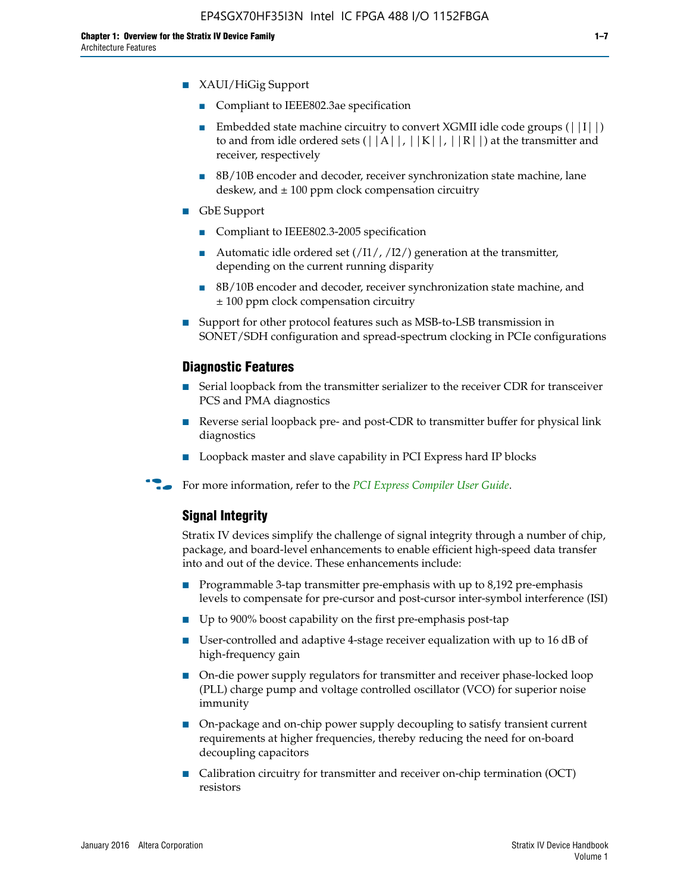- XAUI/HiGig Support
  - Compliant to IEEE802.3ae specification
  - Embedded state machine circuitry to convert XGMII idle code groups (||I||) to and from idle ordered sets (||A||, ||K||, ||R||) at the transmitter and receiver, respectively
  - 8B/10B encoder and decoder, receiver synchronization state machine, lane deskew, and ± 100 ppm clock compensation circuitry
- GbE Support
  - Compliant to IEEE802.3-2005 specification
  - Automatic idle ordered set (/I1/, /I2/) generation at the transmitter, depending on the current running disparity
  - 8B/10B encoder and decoder, receiver synchronization state machine, and ± 100 ppm clock compensation circuitry
- Support for other protocol features such as MSB-to-LSB transmission in SONET/SDH configuration and spread-spectrum clocking in PCIe configurations

### Diagnostic Features

- Serial loopback from the transmitter serializer to the receiver CDR for transceiver PCS and PMA diagnostics
- Reverse serial loopback pre- and post-CDR to transmitter buffer for physical link diagnostics
- Loopback master and slave capability in PCI Express hard IP blocks

For more information, refer to the *PCI Express Compiler User Guide*.

### Signal Integrity

Stratix IV devices simplify the challenge of signal integrity through a number of chip, package, and board-level enhancements to enable efficient high-speed data transfer into and out of the device. These enhancements include:

- Programmable 3-tap transmitter pre-emphasis with up to 8,192 pre-emphasis levels to compensate for pre-cursor and post-cursor inter-symbol interference (ISI)
- Up to 900% boost capability on the first pre-emphasis post-tap
- User-controlled and adaptive 4-stage receiver equalization with up to 16 dB of high-frequency gain
- On-die power supply regulators for transmitter and receiver phase-locked loop (PLL) charge pump and voltage controlled oscillator (VCO) for superior noise immunity
- On-package and on-chip power supply decoupling to satisfy transient current requirements at higher frequencies, thereby reducing the need for on-board decoupling capacitors
- Calibration circuitry for transmitter and receiver on-chip termination (OCT) resistors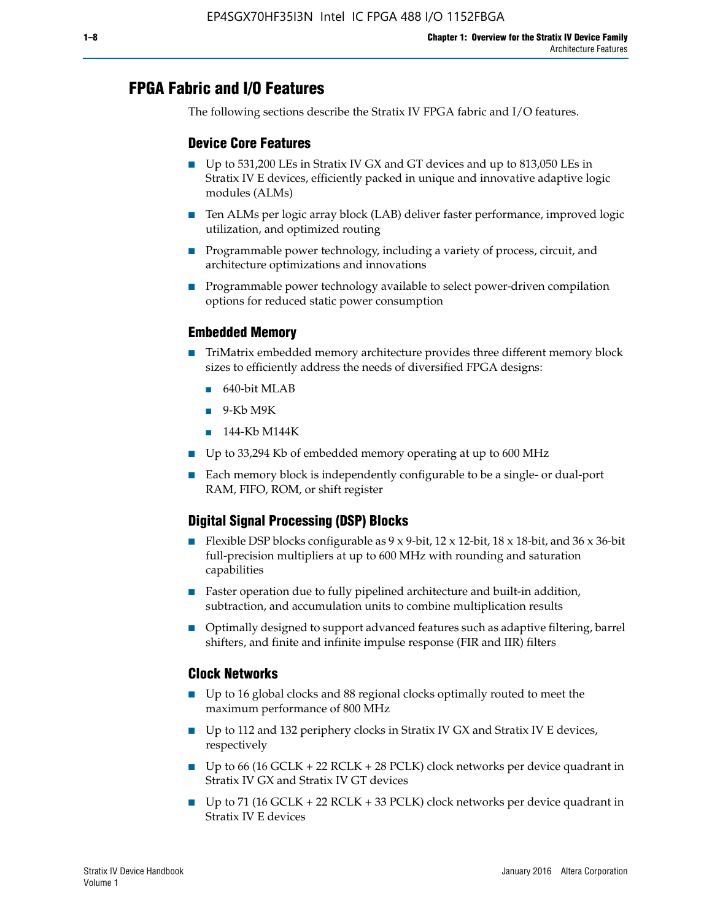## FPGA Fabric and I/O Features

The following sections describe the Stratix IV FPGA fabric and I/O features.

### Device Core Features

- Up to 531,200 LEs in Stratix IV GX and GT devices and up to 813,050 LEs in Stratix IV E devices, efficiently packed in unique and innovative adaptive logic modules (ALMs)
- Ten ALMs per logic array block (LAB) deliver faster performance, improved logic utilization, and optimized routing
- Programmable power technology, including a variety of process, circuit, and architecture optimizations and innovations
- Programmable power technology available to select power-driven compilation options for reduced static power consumption

### Embedded Memory

- TriMatrix embedded memory architecture provides three different memory block sizes to efficiently address the needs of diversified FPGA designs:
  - 640-bit MLAB
  - 9-Kb M9K
  - 144-Kb M144K
- Up to 33,294 Kb of embedded memory operating at up to 600 MHz
- Each memory block is independently configurable to be a single- or dual-port RAM, FIFO, ROM, or shift register

### Digital Signal Processing (DSP) Blocks

- Flexible DSP blocks configurable as 9 x 9-bit, 12 x 12-bit, 18 x 18-bit, and 36 x 36-bit full-precision multipliers at up to 600 MHz with rounding and saturation capabilities
- Faster operation due to fully pipelined architecture and built-in addition, subtraction, and accumulation units to combine multiplication results
- Optimally designed to support advanced features such as adaptive filtering, barrel shifters, and finite and infinite impulse response (FIR and IIR) filters

### Clock Networks

- Up to 16 global clocks and 88 regional clocks optimally routed to meet the maximum performance of 800 MHz
- Up to 112 and 132 periphery clocks in Stratix IV GX and Stratix IV E devices, respectively
- Up to 66 (16 GCLK + 22 RCLK + 28 PCLK) clock networks per device quadrant in Stratix IV GX and Stratix IV GT devices
- Up to 71 (16 GCLK + 22 RCLK + 33 PCLK) clock networks per device quadrant in Stratix IV E devices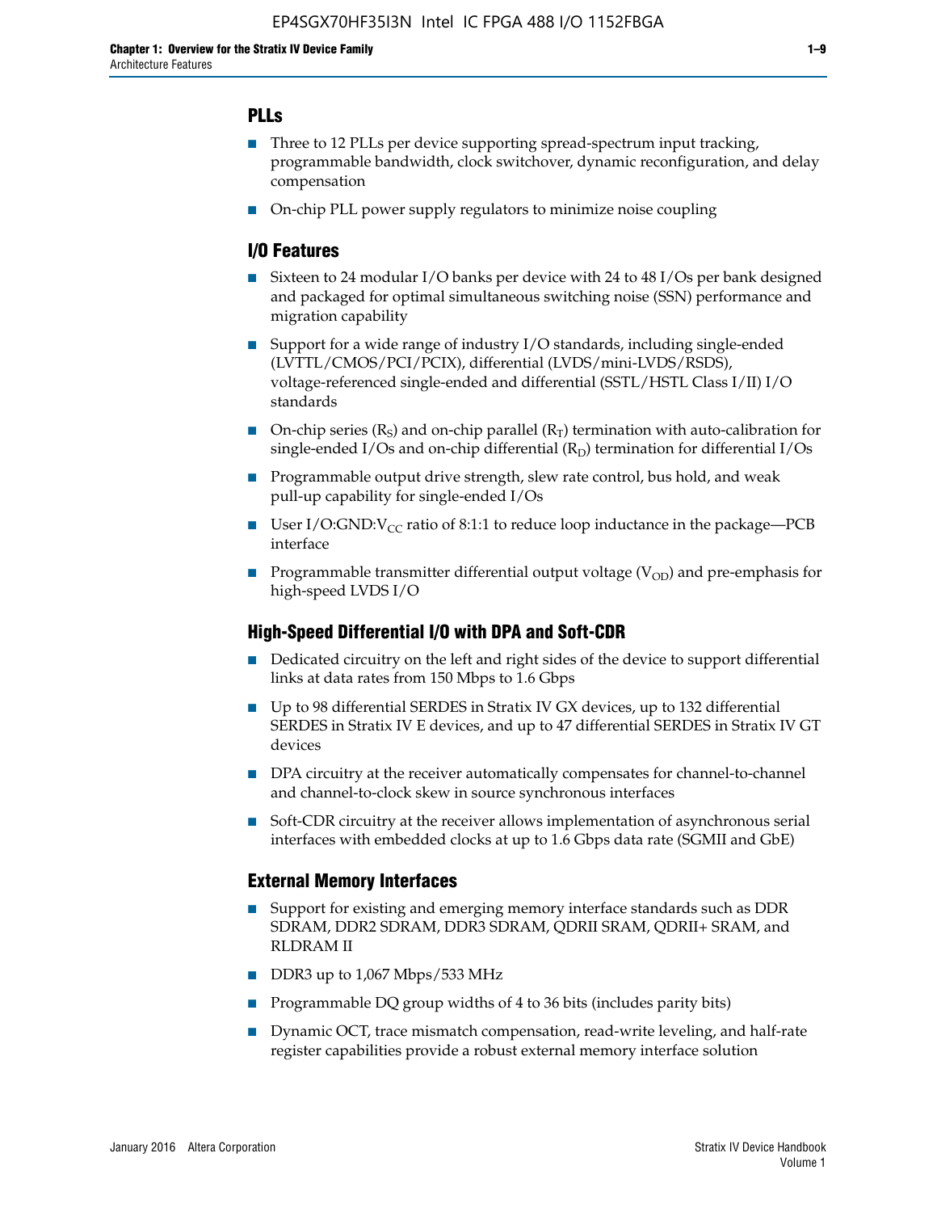### PLLs

- Three to 12 PLLs per device supporting spread-spectrum input tracking, programmable bandwidth, clock switchover, dynamic reconfiguration, and delay compensation
- On-chip PLL power supply regulators to minimize noise coupling

### I/O Features

- Sixteen to 24 modular I/O banks per device with 24 to 48 I/Os per bank designed and packaged for optimal simultaneous switching noise (SSN) performance and migration capability
- Support for a wide range of industry I/O standards, including single-ended (LVTTL/CMOS/PCI/PCIX), differential (LVDS/mini-LVDS/RSDS), voltage-referenced single-ended and differential (SSTL/HSTL Class I/II) I/O standards
- On-chip series ($R_S$) and on-chip parallel ($R_T$) termination with auto-calibration for single-ended I/Os and on-chip differential ($R_D$) termination for differential I/Os
- Programmable output drive strength, slew rate control, bus hold, and weak pull-up capability for single-ended I/Os
- User I/O:GND:$V_{CC}$ ratio of 8:1:1 to reduce loop inductance in the package—PCB interface
- Programmable transmitter differential output voltage ($V_{OD}$) and pre-emphasis for high-speed LVDS I/O

### High-Speed Differential I/O with DPA and Soft-CDR

- Dedicated circuitry on the left and right sides of the device to support differential links at data rates from 150 Mbps to 1.6 Gbps
- Up to 98 differential SERDES in Stratix IV GX devices, up to 132 differential SERDES in Stratix IV E devices, and up to 47 differential SERDES in Stratix IV GT devices
- DPA circuitry at the receiver automatically compensates for channel-to-channel and channel-to-clock skew in source synchronous interfaces
- Soft-CDR circuitry at the receiver allows implementation of asynchronous serial interfaces with embedded clocks at up to 1.6 Gbps data rate (SGMII and GbE)

### External Memory Interfaces

- Support for existing and emerging memory interface standards such as DDR SDRAM, DDR2 SDRAM, DDR3 SDRAM, QDRII SRAM, QDRII+ SRAM, and RLDRAM II
- DDR3 up to 1,067 Mbps/533 MHz
- Programmable DQ group widths of 4 to 36 bits (includes parity bits)
- Dynamic OCT, trace mismatch compensation, read-write leveling, and half-rate register capabilities provide a robust external memory interface solution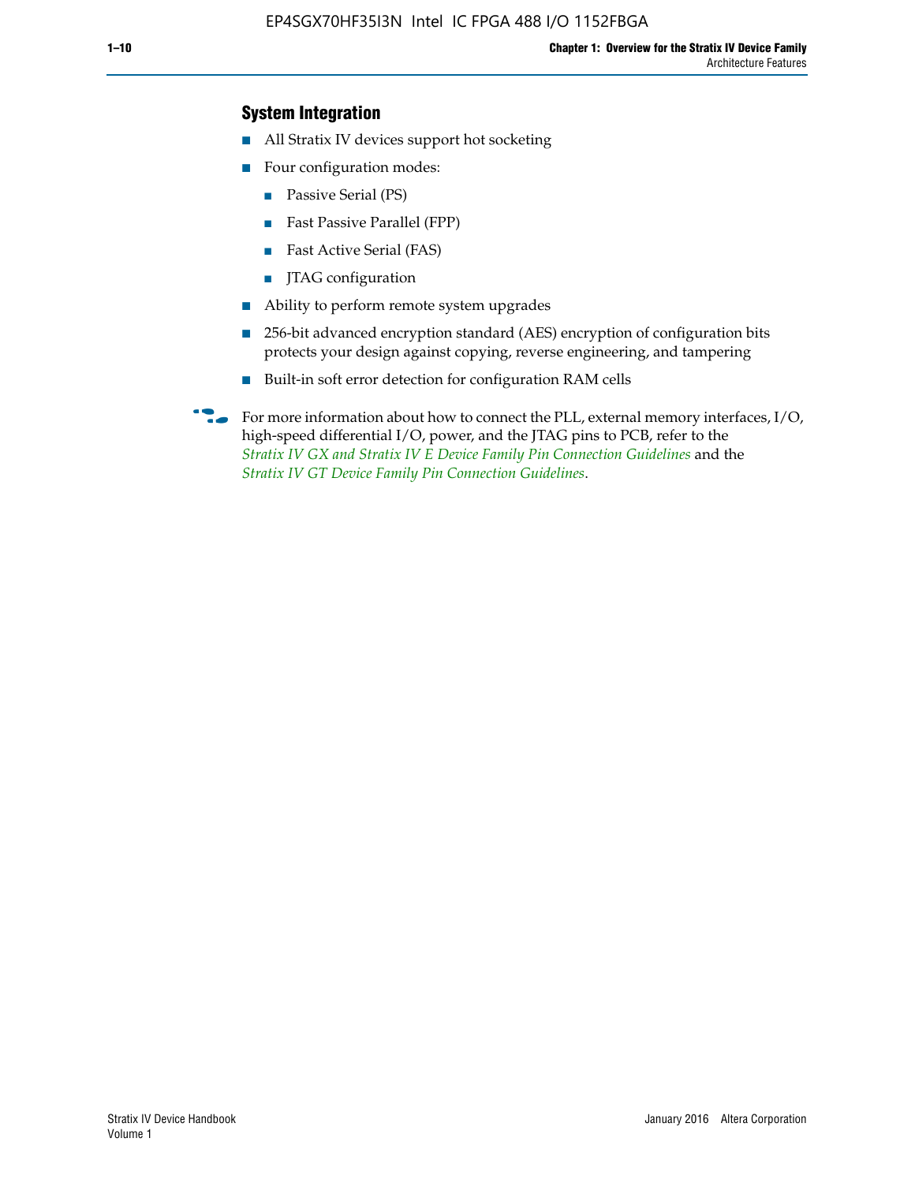## System Integration

- All Stratix IV devices support hot socketing
- Four configuration modes:
  - Passive Serial (PS)
  - Fast Passive Parallel (FPP)
  - Fast Active Serial (FAS)
  - JTAG configuration
- Ability to perform remote system upgrades
- 256-bit advanced encryption standard (AES) encryption of configuration bits protects your design against copying, reverse engineering, and tampering
- Built-in soft error detection for configuration RAM cells

For more information about how to connect the PLL, external memory interfaces, I/O, high-speed differential I/O, power, and the JTAG pins to PCB, refer to the *Stratix IV GX and Stratix IV E Device Family Pin Connection Guidelines* and the *Stratix IV GT Device Family Pin Connection Guidelines*.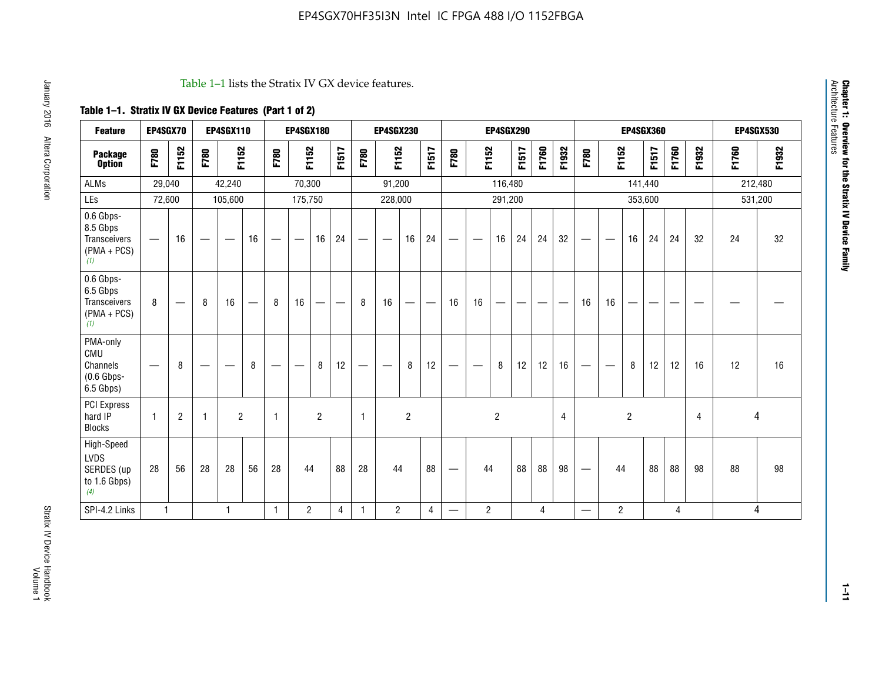Table 1–1 lists the Stratix IV GX device features.

**Table 1–1. Stratix IV GX Device Features (Part 1 of 2)**

| Feature | EP4SGX70 | | EP4SGX110 | | | EP4SGX180 | | | | EP4SGX230 | | | | EP4SGX290 | | | | | | EP4SGX360 | | | | | | EP4SGX530 | |
|---|---|---|---|---|---|---|---|---|---|---|---|---|---|---|---|---|---|---|---|---|---|---|---|---|---|---|---|
| **Package Option** | F780 | F1152 | F780 | F1152 | | F780 | F1152 | | F1517 | F780 | F1152 | | F1517 | F780 | F1152 | | F1517 | F1760 | F1932 | F780 | F1152 | | F1517 | F1760 | F1932 | F1760 | F1932 |
| ALMs | 29,040 | | 42,240 | | | 70,300 | | | | 91,200 | | | | 116,480 | | | | | | 141,440 | | | | | | 212,480 | |
| LEs | 72,600 | | 105,600 | | | 175,750 | | | | 228,000 | | | | 291,200 | | | | | | 353,600 | | | | | | 531,200 | |
| 0.6 Gbps-8.5 Gbps Transceivers (PMA + PCS) (1) | — | 16 | — | — | 16 | — | — | 16 | 24 | — | — | 16 | 24 | — | — | 16 | 24 | 24 | 32 | — | — | 16 | 24 | 24 | 32 | 24 | 32 |
| 0.6 Gbps-6.5 Gbps Transceivers (PMA + PCS) (1) | 8 | — | 8 | 16 | — | 8 | 16 | — | — | 8 | 16 | — | — | 16 | 16 | — | — | — | — | 16 | 16 | — | — | — | — | — | — |
| PMA-only CMU Channels (0.6 Gbps-6.5 Gbps) | — | 8 | — | — | 8 | — | — | 8 | 12 | — | — | 8 | 12 | — | — | 8 | 12 | 12 | 16 | — | — | 8 | 12 | 12 | 16 | 12 | 16 |
| PCI Express hard IP Blocks | 1 | 2 | 1 | 2 | | 1 | 2 | | | 1 | 2 | | | 2 | | | | | 4 | 2 | | | | | 4 | 4 | |
| High-Speed LVDS SERDES (up to 1.6 Gbps) (4) | 28 | 56 | 28 | 28 | 56 | 28 | 44 | | 88 | 28 | 44 | | 88 | — | 44 | | 88 | 88 | 98 | — | 44 | | 88 | 88 | 98 | 88 | 98 |
| SPI-4.2 Links | 1 | | 1 | | | 1 | 2 | | 4 | 1 | 2 | | 4 | — | 2 | | 4 | | | — | 2 | | 4 | | | 4 | |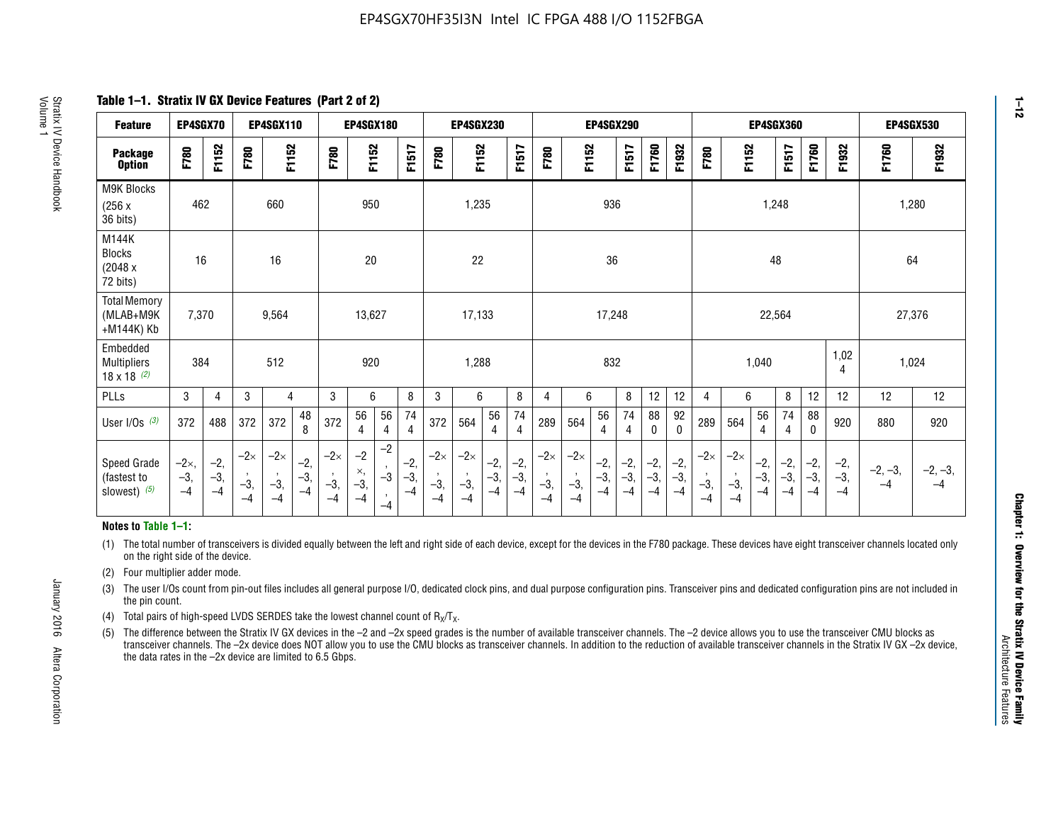**Table 1–1. Stratix IV GX Device Features (Part 2 of 2)**

| Feature | EP4SGX70 | | EP4SGX110 | | | EP4SGX180 | | | | EP4SGX230 | | | | EP4SGX290 | | | | | | EP4SGX360 | | | | | | EP4SGX530 | |
|---|---|---|---|---|---|---|---|---|---|---|---|---|---|---|---|---|---|---|---|---|---|---|---|---|---|---|---|
| Package Option | F780 | F1152 | F780 | F1152 | | F780 | F1152 | | F1517 | F780 | F1152 | | F1517 | F780 | F1152 | | F1517 | F1760 | F1932 | F780 | F1152 | | F1517 | F1760 | F1932 | F1760 | F1932 |
| M9K Blocks (256 x 36 bits) | 462 | | 660 | | | 950 | | | | 1,235 | | | | 936 | | | | | | 1,248 | | | | | | 1,280 | |
| M144K Blocks (2048 x 72 bits) | 16 | | 16 | | | 20 | | | | 22 | | | | 36 | | | | | | 48 | | | | | | 64 | |
| Total Memory (MLAB+M9K +M144K) Kb | 7,370 | | 9,564 | | | 13,627 | | | | 17,133 | | | | 17,248 | | | | | | 22,564 | | | | | | 27,376 | |
| Embedded Multipliers 18 x 18 (2) | 384 | | 512 | | | 920 | | | | 1,288 | | | | 832 | | | | | | 1,040 | | | | | 1,024 | 1,024 | |
| PLLs | 3 | 4 | 3 | 4 | | 3 | 6 | | 8 | 3 | 6 | | 8 | 4 | 6 | | 8 | 12 | 12 | 4 | 6 | | 8 | 12 | 12 | 12 | 12 |
| User I/Os (3) | 372 | 488 | 372 | 372 | 488 | 372 | 564 | 564 | 744 | 372 | 564 | 564 | 744 | 289 | 564 | 564 | 744 | 880 | 920 | 289 | 564 | 564 | 744 | 880 | 920 | 880 | 920 |
| Speed Grade (fastest to slowest) (5) | –2×, –3, –4 | –2, –3, –4 | –2×, –3, –4 | –2×, –3, –4 | –2, –3, –4 | –2×, –3, –4 | –2×, –3, –4 | –2, –3, –4 | –2, –3, –4 | –2×, –3, –4 | –2×, –3, –4 | –2, –3, –4 | –2, –3, –4 | –2×, –3, –4 | –2×, –3, –4 | –2, –3, –4 | –2, –3, –4 | –2, –3, –4 | –2, –3, –4 | –2×, –3, –4 | –2×, –3, –4 | –2, –3, –4 | –2, –3, –4 | –2, –3, –4 | –2, –3, –4 | –2, –3, –4 | –2, –3, –4 |

**Notes to Table 1–1:**

(1) The total number of transceivers is divided equally between the left and right side of each device, except for the devices in the F780 package. These devices have eight transceiver channels located only on the right side of the device.

(2) Four multiplier adder mode.

(3) The user I/Os count from pin-out files includes all general purpose I/O, dedicated clock pins, and dual purpose configuration pins. Transceiver pins and dedicated configuration pins are not included in the pin count.

(4) Total pairs of high-speed LVDS SERDES take the lowest channel count of $R_X/T_X$.

(5) The difference between the Stratix IV GX devices in the –2 and –2x speed grades is the number of available transceiver channels. The –2 device allows you to use the transceiver CMU blocks as transceiver channels. The –2x device does NOT allow you to use the CMU blocks as transceiver channels. In addition to the reduction of available transceiver channels in the Stratix IV GX –2x device, the data rates in the –2x device are limited to 6.5 Gbps.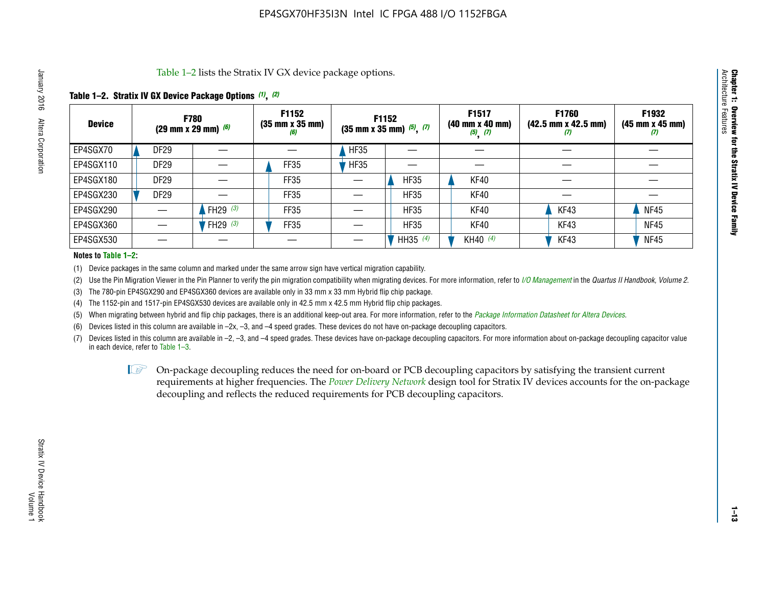Table 1–2 lists the Stratix IV GX device package options.

**Table 1–2. Stratix IV GX Device Package Options (1), (2)**

| Device | F780 (29 mm x 29 mm) (6) | | F1152 (35 mm x 35 mm) (6) | F1152 (35 mm x 35 mm) (5), (7) | | F1517 (40 mm x 40 mm) (5), (7) | F1760 (42.5 mm x 42.5 mm) (7) | F1932 (45 mm x 45 mm) (7) |
|---|---|---|---|---|---|---|---|---|
| EP4SGX70 | DF29 | — | — | HF35 | — | — | — | — |
| EP4SGX110 | DF29 | — | FF35 | HF35 | — | — | — | — |
| EP4SGX180 | DF29 | — | FF35 | — | HF35 | KF40 | — | — |
| EP4SGX230 | DF29 | — | FF35 | — | HF35 | KF40 | — | — |
| EP4SGX290 | — | FH29 (3) | FF35 | — | HF35 | KF40 | KF43 | NF45 |
| EP4SGX360 | — | FH29 (3) | FF35 | — | HF35 | KF40 | KF43 | NF45 |
| EP4SGX530 | — | — | — | — | HH35 (4) | KH40 (4) | KF43 | NF45 |

**Notes to Table 1–2:**

(1) Device packages in the same column and marked under the same arrow sign have vertical migration capability.

(2) Use the Pin Migration Viewer in the Pin Planner to verify the pin migration compatibility when migrating devices. For more information, refer to *I/O Management* in the *Quartus II Handbook, Volume 2*.

(3) The 780-pin EP4SGX290 and EP4SGX360 devices are available only in 33 mm x 33 mm Hybrid flip chip package.

(4) The 1152-pin and 1517-pin EP4SGX530 devices are available only in 42.5 mm x 42.5 mm Hybrid flip chip packages.

(5) When migrating between hybrid and flip chip packages, there is an additional keep-out area. For more information, refer to the *Package Information Datasheet for Altera Devices*.

(6) Devices listed in this column are available in –2x, –3, and –4 speed grades. These devices do not have on-package decoupling capacitors.

(7) Devices listed in this column are available in –2, –3, and –4 speed grades. These devices have on-package decoupling capacitors. For more information about on-package decoupling capacitor value in each device, refer to Table 1–3.

On-package decoupling reduces the need for on-board or PCB decoupling capacitors by satisfying the transient current requirements at higher frequencies. The *Power Delivery Network* design tool for Stratix IV devices accounts for the on-package decoupling and reflects the reduced requirements for PCB decoupling capacitors.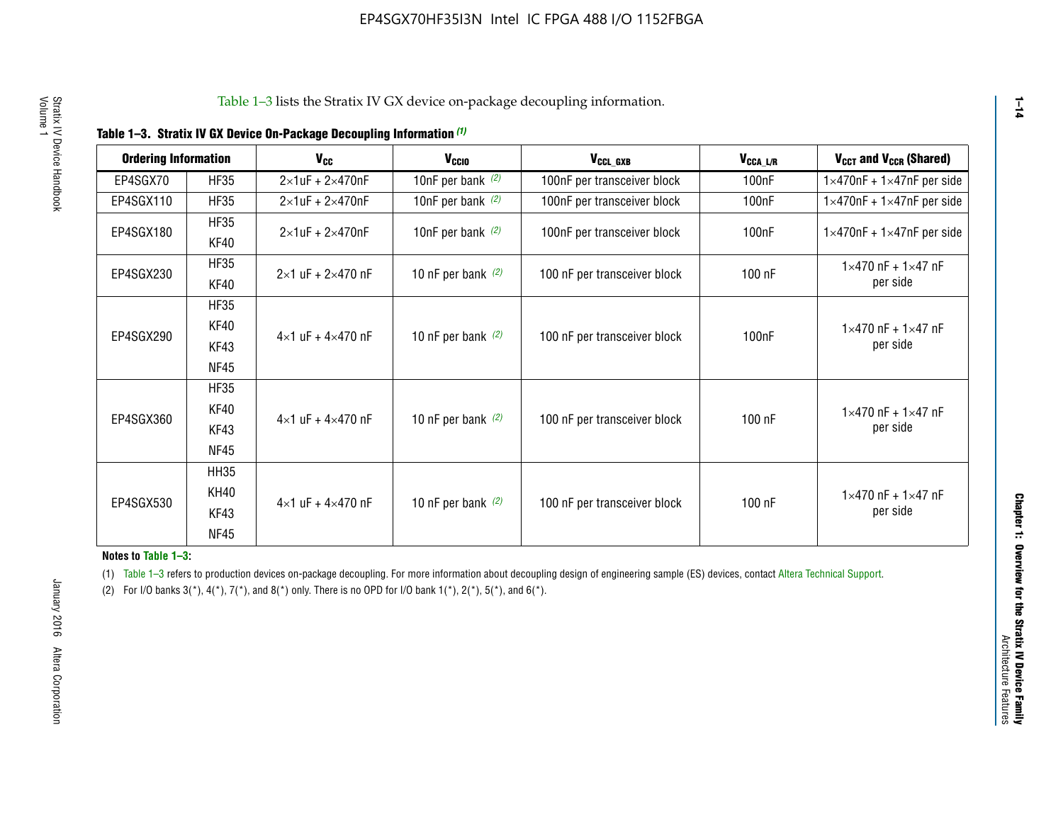Table 1–3 lists the Stratix IV GX device on-package decoupling information.

**Table 1–3. Stratix IV GX Device On-Package Decoupling Information (1)**

| Ordering Information | | $V_{CC}$ | $V_{CCIO}$ | $V_{CCL\_GXB}$ | $V_{CCA\_L/R}$ | $V_{CCT}$ and $V_{CCR}$ (Shared) |
|---|---|---|---|---|---|---|
| EP4SGX70 | HF35 | 2×1uF + 2×470nF | 10nF per bank (2) | 100nF per transceiver block | 100nF | 1×470nF + 1×47nF per side |
| EP4SGX110 | HF35 | 2×1uF + 2×470nF | 10nF per bank (2) | 100nF per transceiver block | 100nF | 1×470nF + 1×47nF per side |
| EP4SGX180 | HF35<br>KF40 | 2×1uF + 2×470nF | 10nF per bank (2) | 100nF per transceiver block | 100nF | 1×470nF + 1×47nF per side |
| EP4SGX230 | HF35<br>KF40 | 2×1 uF + 2×470 nF | 10 nF per bank (2) | 100 nF per transceiver block | 100 nF | 1×470 nF + 1×47 nF per side |
| EP4SGX290 | HF35<br>KF40<br>KF43<br>NF45 | 4×1 uF + 4×470 nF | 10 nF per bank (2) | 100 nF per transceiver block | 100nF | 1×470 nF + 1×47 nF per side |
| EP4SGX360 | HF35<br>KF40<br>KF43<br>NF45 | 4×1 uF + 4×470 nF | 10 nF per bank (2) | 100 nF per transceiver block | 100 nF | 1×470 nF + 1×47 nF per side |
| EP4SGX530 | HH35<br>KH40<br>KF43<br>NF45 | 4×1 uF + 4×470 nF | 10 nF per bank (2) | 100 nF per transceiver block | 100 nF | 1×470 nF + 1×47 nF per side |

**Notes to Table 1–3:**

(1) Table 1–3 refers to production devices on-package decoupling. For more information about decoupling design of engineering sample (ES) devices, contact Altera Technical Support.

(2) For I/O banks 3(*), 4(*), 7(*), and 8(*) only. There is no OPD for I/O bank 1(*), 2(*), 5(*), and 6(*).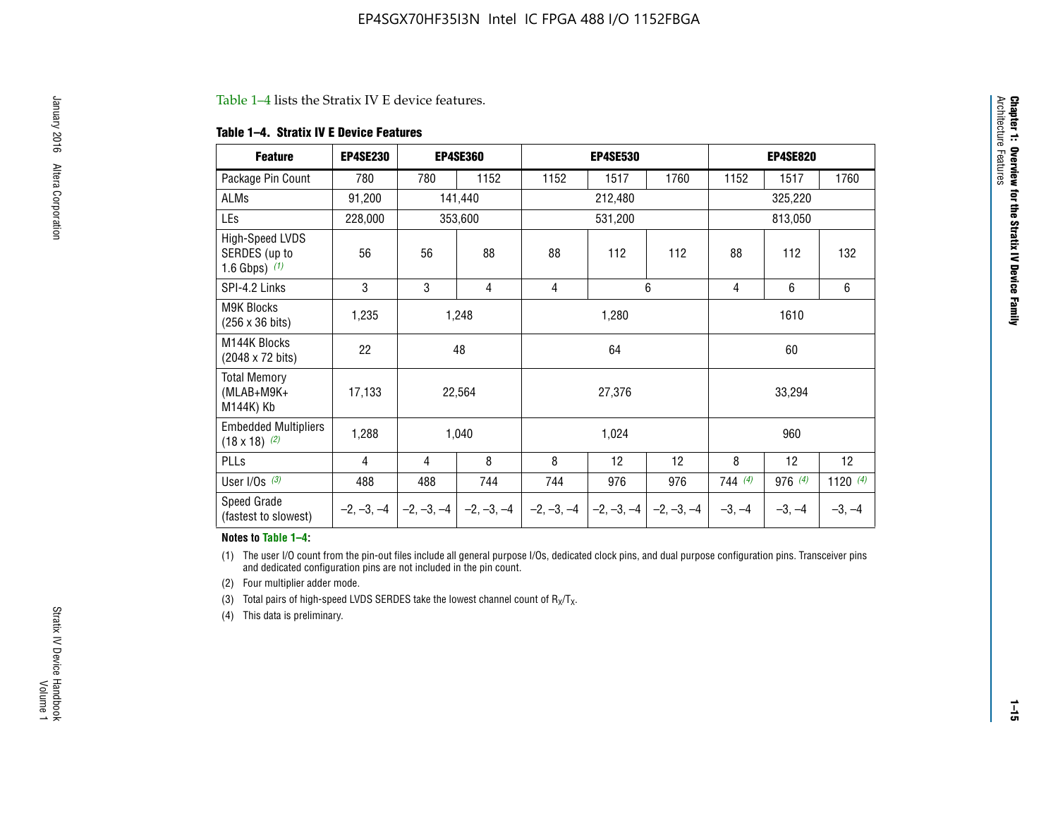Table 1–4 lists the Stratix IV E device features.

**Table 1–4. Stratix IV E Device Features**

| Feature | EP4SE230 | EP4SE360 | | EP4SE530 | | | EP4SE820 | | |
|---|---|---|---|---|---|---|---|---|---|
| Package Pin Count | 780 | 780 | 1152 | 1152 | 1517 | 1760 | 1152 | 1517 | 1760 |
| ALMs | 91,200 | 141,440 | | 212,480 | | | 325,220 | | |
| LEs | 228,000 | 353,600 | | 531,200 | | | 813,050 | | |
| High-Speed LVDS SERDES (up to 1.6 Gbps) (1) | 56 | 56 | 88 | 88 | 112 | 112 | 88 | 112 | 132 |
| SPI-4.2 Links | 3 | 3 | 4 | 4 | 6 | | 4 | 6 | 6 |
| M9K Blocks (256 x 36 bits) | 1,235 | 1,248 | | 1,280 | | | 1610 | | |
| M144K Blocks (2048 x 72 bits) | 22 | 48 | | 64 | | | 60 | | |
| Total Memory (MLAB+M9K+ M144K) Kb | 17,133 | 22,564 | | 27,376 | | | 33,294 | | |
| Embedded Multipliers (18 x 18) (2) | 1,288 | 1,040 | | 1,024 | | | 960 | | |
| PLLs | 4 | 4 | 8 | 8 | 12 | 12 | 8 | 12 | 12 |
| User I/Os (3) | 488 | 488 | 744 | 744 | 976 | 976 | 744 (4) | 976 (4) | 1120 (4) |
| Speed Grade (fastest to slowest) | –2, –3, –4 | –2, –3, –4 | –2, –3, –4 | –2, –3, –4 | –2, –3, –4 | –2, –3, –4 | –3, –4 | –3, –4 | –3, –4 |

**Notes to Table 1–4:**

(1) The user I/O count from the pin-out files include all general purpose I/Os, dedicated clock pins, and dual purpose configuration pins. Transceiver pins and dedicated configuration pins are not included in the pin count.

(2) Four multiplier adder mode.

(3) Total pairs of high-speed LVDS SERDES take the lowest channel count of $R_X/T_X$.

(4) This data is preliminary.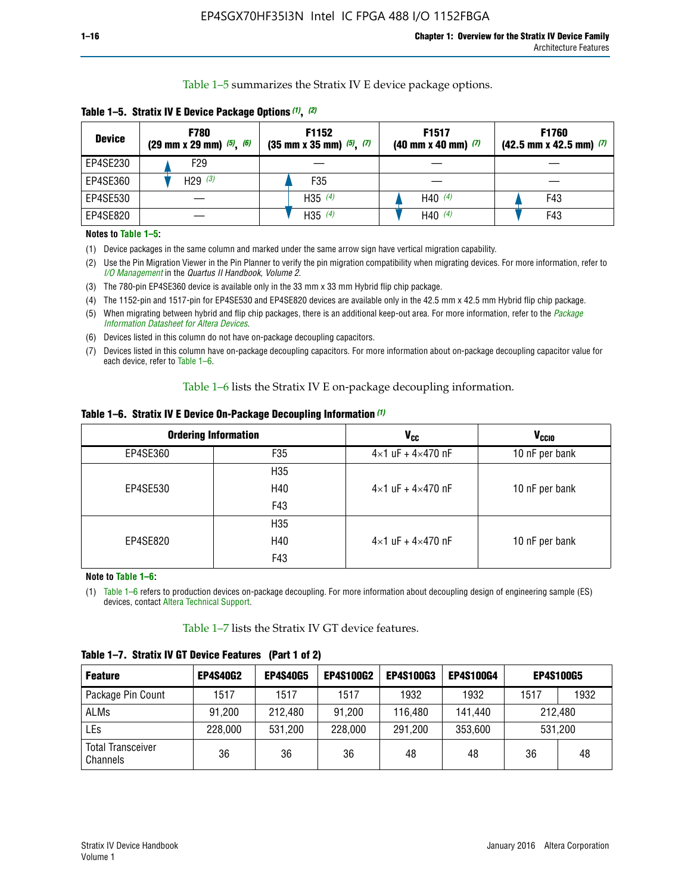Table 1–5 summarizes the Stratix IV E device package options.

**Table 1–5. Stratix IV E Device Package Options (1), (2)**

| Device | F780 (29 mm x 29 mm) (5), (6) | F1152 (35 mm x 35 mm) (5), (7) | F1517 (40 mm x 40 mm) (7) | F1760 (42.5 mm x 42.5 mm) (7) |
|---|---|---|---|---|
| EP4SE230 | F29 | — | — | — |
| EP4SE360 | H29 (3) | F35 | — | — |
| EP4SE530 | — | H35 (4) | H40 (4) | F43 |
| EP4SE820 | — | H35 (4) | H40 (4) | F43 |

**Notes to Table 1–5:**

(1) Device packages in the same column and marked under the same arrow sign have vertical migration capability.

(2) Use the Pin Migration Viewer in the Pin Planner to verify the pin migration compatibility when migrating devices. For more information, refer to *I/O Management* in the *Quartus II Handbook, Volume 2*.

(3) The 780-pin EP4SE360 device is available only in the 33 mm x 33 mm Hybrid flip chip package.

(4) The 1152-pin and 1517-pin for EP4SE530 and EP4SE820 devices are available only in the 42.5 mm x 42.5 mm Hybrid flip chip package.

(5) When migrating between hybrid and flip chip packages, there is an additional keep-out area. For more information, refer to the *Package Information Datasheet for Altera Devices*.

(6) Devices listed in this column do not have on-package decoupling capacitors.

(7) Devices listed in this column have on-package decoupling capacitors. For more information about on-package decoupling capacitor value for each device, refer to Table 1–6.

Table 1–6 lists the Stratix IV E on-package decoupling information.

**Table 1–6. Stratix IV E Device On-Package Decoupling Information (1)**

| Ordering Information | | $V_{CC}$ | $V_{CCIO}$ |
|---|---|---|---|
| EP4SE360 | F35 | 4×1 uF + 4×470 nF | 10 nF per bank |
| EP4SE530 | H35<br>H40<br>F43 | 4×1 uF + 4×470 nF | 10 nF per bank |
| EP4SE820 | H35<br>H40<br>F43 | 4×1 uF + 4×470 nF | 10 nF per bank |

**Note to Table 1–6:**

(1) Table 1–6 refers to production devices on-package decoupling. For more information about decoupling design of engineering sample (ES) devices, contact Altera Technical Support.

Table 1–7 lists the Stratix IV GT device features.

**Table 1–7. Stratix IV GT Device Features (Part 1 of 2)**

| Feature | EP4S40G2 | EP4S40G5 | EP4S100G2 | EP4S100G3 | EP4S100G4 | EP4S100G5 | |
|---|---|---|---|---|---|---|---|
| Package Pin Count | 1517 | 1517 | 1517 | 1932 | 1932 | 1517 | 1932 |
| ALMs | 91,200 | 212,480 | 91,200 | 116,480 | 141,440 | 212,480 | |
| LEs | 228,000 | 531,200 | 228,000 | 291,200 | 353,600 | 531,200 | |
| Total Transceiver Channels | 36 | 36 | 36 | 48 | 48 | 36 | 48 |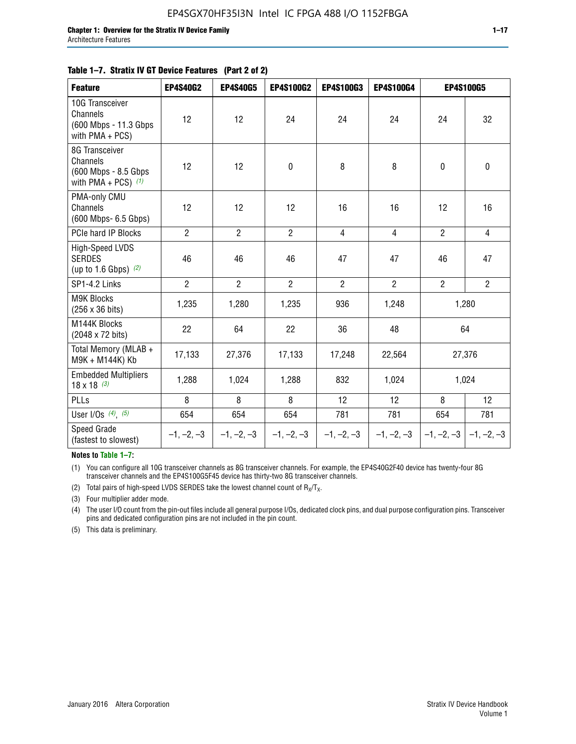**Table 1–7. Stratix IV GT Device Features (Part 2 of 2)**

| Feature | EP4S40G2 | EP4S40G5 | EP4S100G2 | EP4S100G3 | EP4S100G4 | EP4S100G5 | |
|---|---|---|---|---|---|---|---|
| 10G Transceiver Channels (600 Mbps - 11.3 Gbps with PMA + PCS) | 12 | 12 | 24 | 24 | 24 | 24 | 32 |
| 8G Transceiver Channels (600 Mbps - 8.5 Gbps with PMA + PCS) *(1)* | 12 | 12 | 0 | 8 | 8 | 0 | 0 |
| PMA-only CMU Channels (600 Mbps- 6.5 Gbps) | 12 | 12 | 12 | 16 | 16 | 12 | 16 |
| PCIe hard IP Blocks | 2 | 2 | 2 | 4 | 4 | 2 | 4 |
| High-Speed LVDS SERDES (up to 1.6 Gbps) *(2)* | 46 | 46 | 46 | 47 | 47 | 46 | 47 |
| SP1-4.2 Links | 2 | 2 | 2 | 2 | 2 | 2 | 2 |
| M9K Blocks (256 x 36 bits) | 1,235 | 1,280 | 1,235 | 936 | 1,248 | 1,280 | |
| M144K Blocks (2048 x 72 bits) | 22 | 64 | 22 | 36 | 48 | 64 | |
| Total Memory (MLAB + M9K + M144K) Kb | 17,133 | 27,376 | 17,133 | 17,248 | 22,564 | 27,376 | |
| Embedded Multipliers 18 x 18 *(3)* | 1,288 | 1,024 | 1,288 | 832 | 1,024 | 1,024 | |
| PLLs | 8 | 8 | 8 | 12 | 12 | 8 | 12 |
| User I/Os *(4)*, *(5)* | 654 | 654 | 654 | 781 | 781 | 654 | 781 |
| Speed Grade (fastest to slowest) | –1, –2, –3 | –1, –2, –3 | –1, –2, –3 | –1, –2, –3 | –1, –2, –3 | –1, –2, –3 | –1, –2, –3 |

**Notes to Table 1–7:**

(1) You can configure all 10G transceiver channels as 8G transceiver channels. For example, the EP4S40G2F40 device has twenty-four 8G transceiver channels and the EP4S100G5F45 device has thirty-two 8G transceiver channels.

(2) Total pairs of high-speed LVDS SERDES take the lowest channel count of $R_X/T_X$.

(3) Four multiplier adder mode.

(4) The user I/O count from the pin-out files include all general purpose I/Os, dedicated clock pins, and dual purpose configuration pins. Transceiver pins and dedicated configuration pins are not included in the pin count.

(5) This data is preliminary.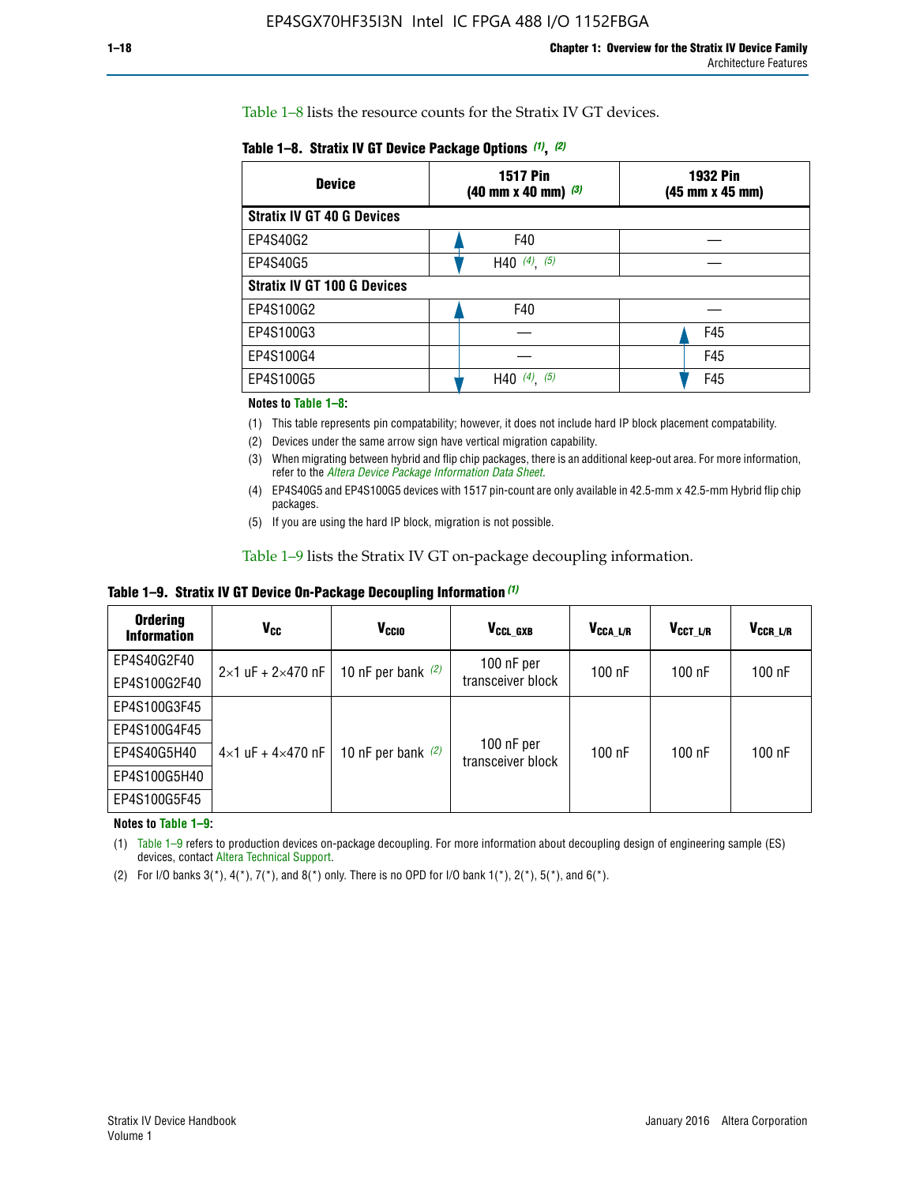Table 1–8 lists the resource counts for the Stratix IV GT devices.

**Table 1–8. Stratix IV GT Device Package Options (1), (2)**

| Device | 1517 Pin (40 mm x 40 mm) (3) | 1932 Pin (45 mm x 45 mm) |
|---|---|---|
| **Stratix IV GT 40 G Devices** | | |
| EP4S40G2 | F40 | — |
| EP4S40G5 | H40 (4), (5) | — |
| **Stratix IV GT 100 G Devices** | | |
| EP4S100G2 | F40 | — |
| EP4S100G3 | — | F45 |
| EP4S100G4 | — | F45 |
| EP4S100G5 | H40 (4), (5) | F45 |

**Notes to Table 1–8:**

(1) This table represents pin compatability; however, it does not include hard IP block placement compatability.

(2) Devices under the same arrow sign have vertical migration capability.

(3) When migrating between hybrid and flip chip packages, there is an additional keep-out area. For more information, refer to the *Altera Device Package Information Data Sheet*.

(4) EP4S40G5 and EP4S100G5 devices with 1517 pin-count are only available in 42.5-mm x 42.5-mm Hybrid flip chip packages.

(5) If you are using the hard IP block, migration is not possible.

Table 1–9 lists the Stratix IV GT on-package decoupling information.

**Table 1–9. Stratix IV GT Device On-Package Decoupling Information (1)**

| Ordering Information | $V_{CC}$ | $V_{CCIO}$ | $V_{CCL\_GXB}$ | $V_{CCA\_L/R}$ | $V_{CCT\_L/R}$ | $V_{CCR\_L/R}$ |
|---|---|---|---|---|---|---|
| EP4S40G2F40 | 2×1 uF + 2×470 nF | 10 nF per bank (2) | 100 nF per transceiver block | 100 nF | 100 nF | 100 nF |
| EP4S100G2F40 | | | | | | |
| EP4S100G3F45 | 4×1 uF + 4×470 nF | 10 nF per bank (2) | 100 nF per transceiver block | 100 nF | 100 nF | 100 nF |
| EP4S100G4F45 | | | | | | |
| EP4S40G5H40 | | | | | | |
| EP4S100G5H40 | | | | | | |
| EP4S100G5F45 | | | | | | |

**Notes to Table 1–9:**

(1) Table 1–9 refers to production devices on-package decoupling. For more information about decoupling design of engineering sample (ES) devices, contact Altera Technical Support.

(2) For I/O banks 3(*), 4(*), 7(*), and 8(*) only. There is no OPD for I/O bank 1(*), 2(*), 5(*), and 6(*).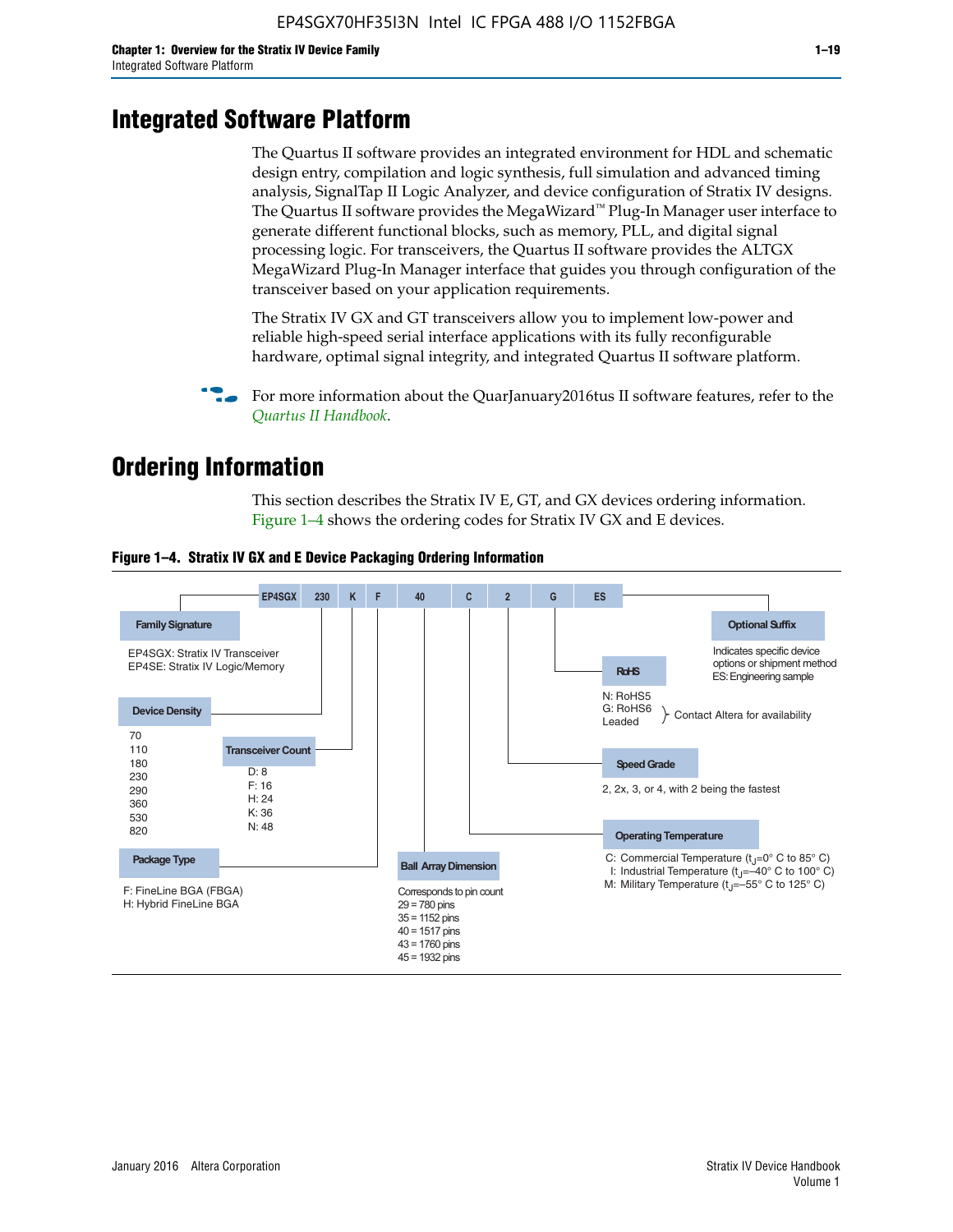# Integrated Software Platform

The Quartus II software provides an integrated environment for HDL and schematic design entry, compilation and logic synthesis, full simulation and advanced timing analysis, SignalTap II Logic Analyzer, and device configuration of Stratix IV designs. The Quartus II software provides the MegaWizard™ Plug-In Manager user interface to generate different functional blocks, such as memory, PLL, and digital signal processing logic. For transceivers, the Quartus II software provides the ALTGX MegaWizard Plug-In Manager interface that guides you through configuration of the transceiver based on your application requirements.

The Stratix IV GX and GT transceivers allow you to implement low-power and reliable high-speed serial interface applications with its fully reconfigurable hardware, optimal signal integrity, and integrated Quartus II software platform.

For more information about the QuarJanuary2016tus II software features, refer to the *Quartus II Handbook*.

# Ordering Information

This section describes the Stratix IV E, GT, and GX devices ordering information. Figure 1–4 shows the ordering codes for Stratix IV GX and E devices.

**Figure 1–4. Stratix IV GX and E Device Packaging Ordering Information**

EP4SGX | 230 | K | F | 40 | C | 2 | G | ES

- **Family Signature**
  - EP4SGX: Stratix IV Transceiver
  - EP4SE: Stratix IV Logic/Memory
- **Device Density**
  - 70
  - 110
  - 180
  - 230
  - 290
  - 360
  - 530
  - 820
- **Transceiver Count**
  - D: 8
  - F: 16
  - H: 24
  - K: 36
  - N: 48
- **Package Type**
  - F: FineLine BGA (FBGA)
  - H: Hybrid FineLine BGA
- **Ball Array Dimension**
  - Corresponds to pin count
  - 29 = 780 pins
  - 35 = 1152 pins
  - 40 = 1517 pins
  - 43 = 1760 pins
  - 45 = 1932 pins
- **Operating Temperature**
  - C: Commercial Temperature ($t_J$=0° C to 85° C)
  - I: Industrial Temperature ($t_J$=–40° C to 100° C)
  - M: Military Temperature ($t_J$=–55° C to 125° C)
- **Speed Grade**
  - 2, 2x, 3, or 4, with 2 being the fastest
- **RoHS**
  - N: RoHS5
  - G: RoHS6 (Contact Altera for availability)
  - Leaded (Contact Altera for availability)
- **Optional Suffix**
  - Indicates specific device options or shipment method
  - ES: Engineering sample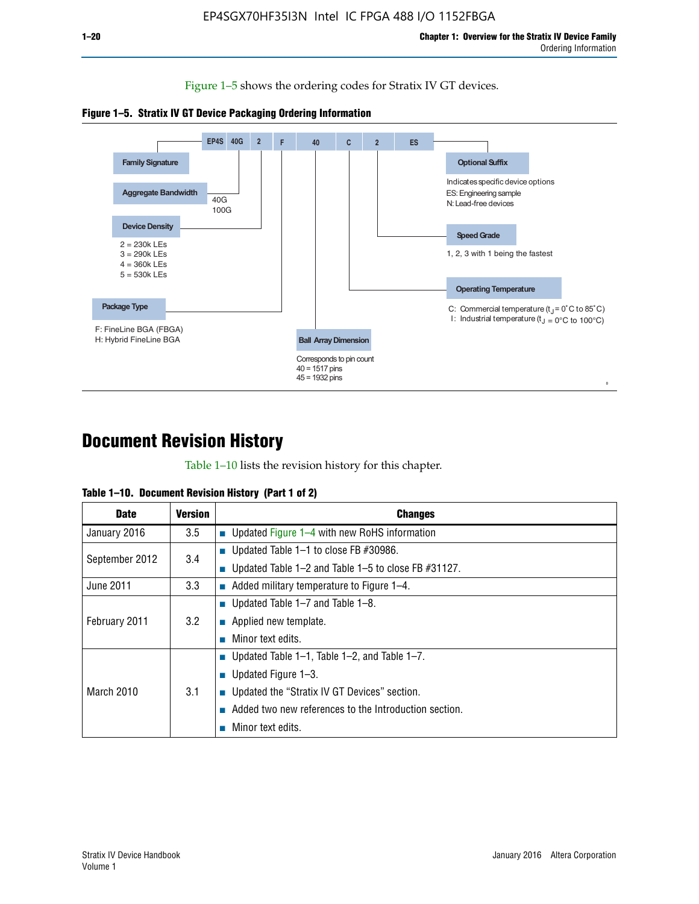Figure 1–5 shows the ordering codes for Stratix IV GT devices.

**Figure 1–5. Stratix IV GT Device Packaging Ordering Information**

EP4S 40G 2 F 40 C 2 ES

- **Family Signature**
- **Aggregate Bandwidth**
  - 40G
  - 100G
- **Device Density**
  - 2 = 230k LEs
  - 3 = 290k LEs
  - 4 = 360k LEs
  - 5 = 530k LEs
- **Package Type**
  - F: FineLine BGA (FBGA)
  - H: Hybrid FineLine BGA
- **Ball Array Dimension**
  - Corresponds to pin count
  - 40 = 1517 pins
  - 45 = 1932 pins
- **Operating Temperature**
  - C: Commercial temperature ($t_J$ = 0°C to 85°C)
  - I: Industrial temperature ($t_J$ = 0°C to 100°C)
- **Speed Grade**
  - 1, 2, 3 with 1 being the fastest
- **Optional Suffix**
  - Indicates specific device options
  - ES: Engineering sample
  - N: Lead-free devices

# Document Revision History

Table 1–10 lists the revision history for this chapter.

**Table 1–10. Document Revision History (Part 1 of 2)**

| Date | Version | Changes |
|---|---|---|
| January 2016 | 3.5 | ■ Updated Figure 1–4 with new RoHS information |
| September 2012 | 3.4 | ■ Updated Table 1–1 to close FB #30986.<br>■ Updated Table 1–2 and Table 1–5 to close FB #31127. |
| June 2011 | 3.3 | ■ Added military temperature to Figure 1–4. |
| February 2011 | 3.2 | ■ Updated Table 1–7 and Table 1–8.<br>■ Applied new template.<br>■ Minor text edits. |
| March 2010 | 3.1 | ■ Updated Table 1–1, Table 1–2, and Table 1–7.<br>■ Updated Figure 1–3.<br>■ Updated the “Stratix IV GT Devices” section.<br>■ Added two new references to the Introduction section.<br>■ Minor text edits. |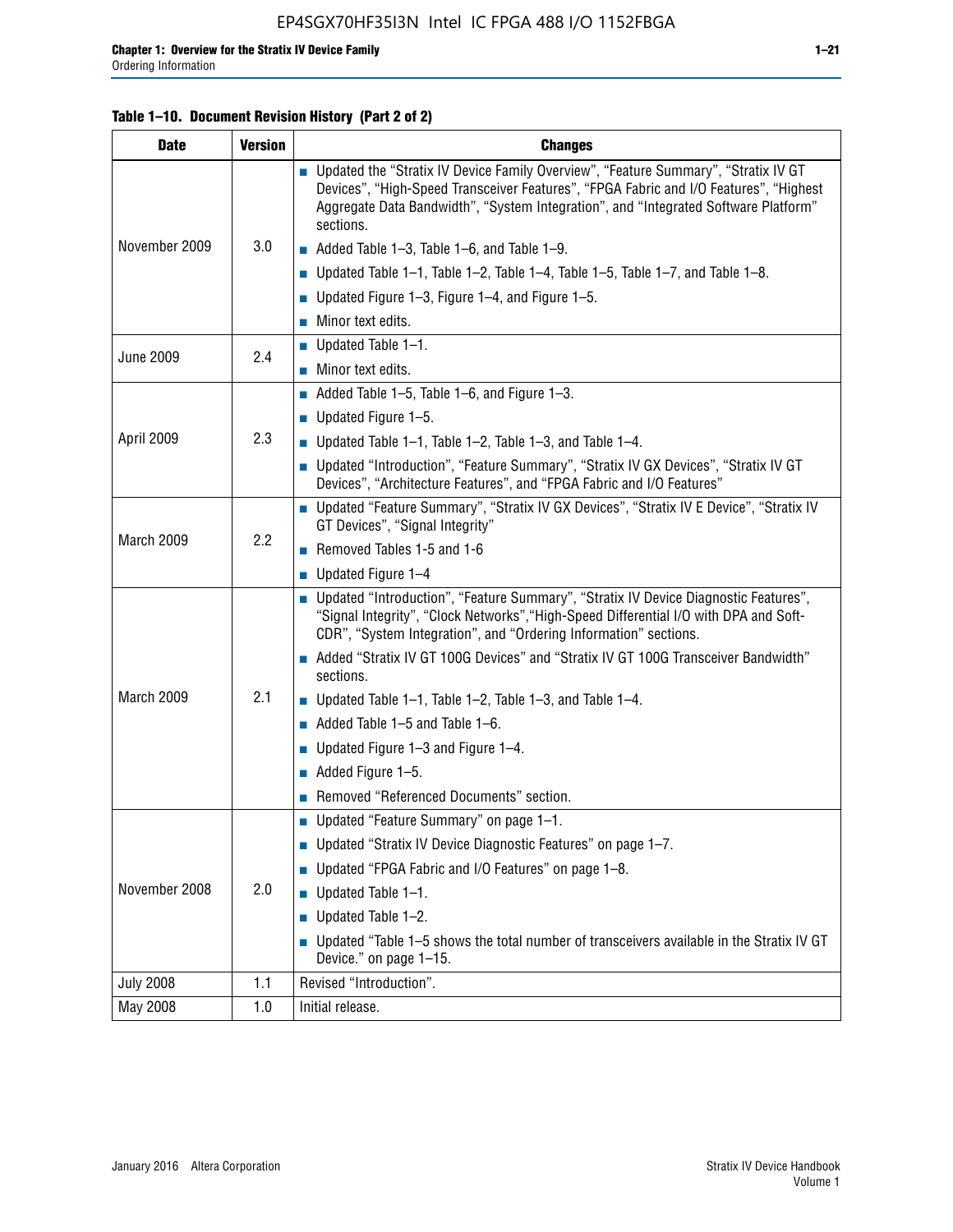**Table 1–10. Document Revision History (Part 2 of 2)**

| Date | Version | Changes |
|---|---|---|
| November 2009 | 3.0 | ■ Updated the "Stratix IV Device Family Overview", "Feature Summary", "Stratix IV GT Devices", "High-Speed Transceiver Features", "FPGA Fabric and I/O Features", "Highest Aggregate Data Bandwidth", "System Integration", and "Integrated Software Platform" sections.<br>■ Added Table 1–3, Table 1–6, and Table 1–9.<br>■ Updated Table 1–1, Table 1–2, Table 1–4, Table 1–5, Table 1–7, and Table 1–8.<br>■ Updated Figure 1–3, Figure 1–4, and Figure 1–5.<br>■ Minor text edits. |
| June 2009 | 2.4 | ■ Updated Table 1–1.<br>■ Minor text edits. |
| April 2009 | 2.3 | ■ Added Table 1–5, Table 1–6, and Figure 1–3.<br>■ Updated Figure 1–5.<br>■ Updated Table 1–1, Table 1–2, Table 1–3, and Table 1–4.<br>■ Updated "Introduction", "Feature Summary", "Stratix IV GX Devices", "Stratix IV GT Devices", "Architecture Features", and "FPGA Fabric and I/O Features" |
| March 2009 | 2.2 | ■ Updated "Feature Summary", "Stratix IV GX Devices", "Stratix IV E Device", "Stratix IV GT Devices", "Signal Integrity"<br>■ Removed Tables 1-5 and 1-6<br>■ Updated Figure 1–4 |
| March 2009 | 2.1 | ■ Updated "Introduction", "Feature Summary", "Stratix IV Device Diagnostic Features", "Signal Integrity", "Clock Networks","High-Speed Differential I/O with DPA and Soft-CDR", "System Integration", and "Ordering Information" sections.<br>■ Added "Stratix IV GT 100G Devices" and "Stratix IV GT 100G Transceiver Bandwidth" sections.<br>■ Updated Table 1–1, Table 1–2, Table 1–3, and Table 1–4.<br>■ Added Table 1–5 and Table 1–6.<br>■ Updated Figure 1–3 and Figure 1–4.<br>■ Added Figure 1–5.<br>■ Removed "Referenced Documents" section. |
| November 2008 | 2.0 | ■ Updated "Feature Summary" on page 1–1.<br>■ Updated "Stratix IV Device Diagnostic Features" on page 1–7.<br>■ Updated "FPGA Fabric and I/O Features" on page 1–8.<br>■ Updated Table 1–1.<br>■ Updated Table 1–2.<br>■ Updated "Table 1–5 shows the total number of transceivers available in the Stratix IV GT Device." on page 1–15. |
| July 2008 | 1.1 | Revised "Introduction". |
| May 2008 | 1.0 | Initial release. |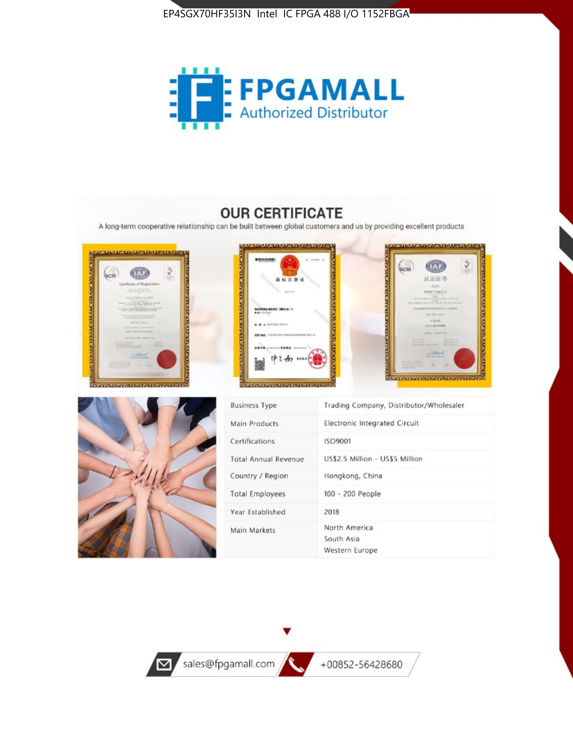FPGAMALL
Authorized Distributor

## OUR CERTIFICATE

A long-term cooperative relationship can be built between global customers and us by providing excellent products

| | |
|---|---|
| Business Type | Trading Company, Distributor/Wholesaler |
| Main Products | Electronic Integrated Circuit |
| Certifications | ISO9001 |
| Total Annual Revenue | US$2.5 Million - US$5 Million |
| Country / Region | Hongkong, China |
| Total Employees | 100 - 200 People |
| Year Established | 2018 |
| Main Markets | North America<br>South Asia<br>Western Europe |

sales@fpgamall.com +00852-56428680